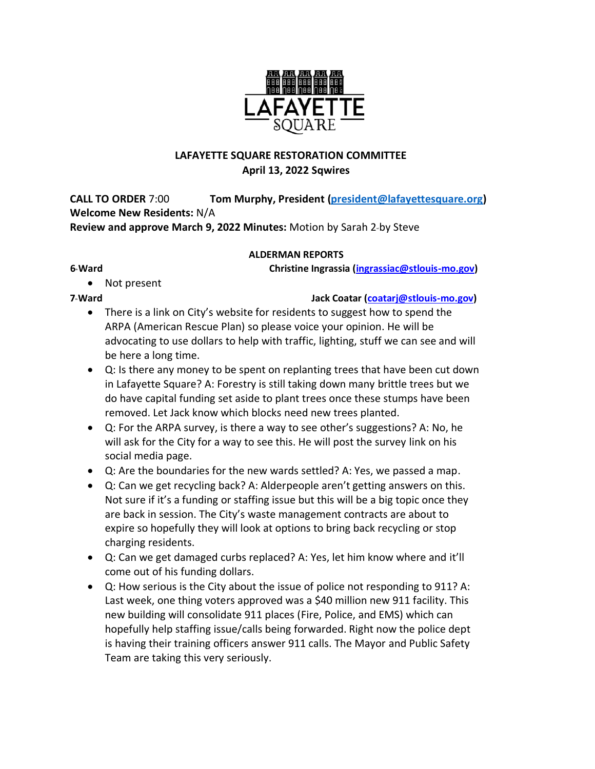# LAFAYETTE SQUARE RESTORATION COMMITTEE

## April 13, 2022 Sqwires

**CALL TO ORDER** 7:00 **Tom Murphy, President (president@lafayettesquare.org)**

**Welcome New Residents:** N/A

**Review and approve March 9, 2022 Minutes:** Motion by Sarah 2nd by Steve

### ALDERMAN REPORTS

**6th Ward** **Christine Ingrassia (ingrassiac@stlouis-mo.gov)**

- Not present

**7th Ward** **Jack Coatar (coatarj@stlouis-mo.gov)**

- There is a link on City's website for residents to suggest how to spend the ARPA (American Rescue Plan) so please voice your opinion. He will be advocating to use dollars to help with traffic, lighting, stuff we can see and will be here a long time.
- Q: Is there any money to be spent on replanting trees that have been cut down in Lafayette Square? A: Forestry is still taking down many brittle trees but we do have capital funding set aside to plant trees once these stumps have been removed. Let Jack know which blocks need new trees planted.
- Q: For the ARPA survey, is there a way to see other's suggestions? A: No, he will ask for the City for a way to see this. He will post the survey link on his social media page.
- Q: Are the boundaries for the new wards settled? A: Yes, we passed a map.
- Q: Can we get recycling back? A: Alderpeople aren't getting answers on this. Not sure if it's a funding or staffing issue but this will be a big topic once they are back in session. The City's waste management contracts are about to expire so hopefully they will look at options to bring back recycling or stop charging residents.
- Q: Can we get damaged curbs replaced? A: Yes, let him know where and it'll come out of his funding dollars.
- Q: How serious is the City about the issue of police not responding to 911? A: Last week, one thing voters approved was a $40 million new 911 facility. This new building will consolidate 911 places (Fire, Police, and EMS) which can hopefully help staffing issue/calls being forwarded. Right now the police dept is having their training officers answer 911 calls. The Mayor and Public Safety Team are taking this very seriously.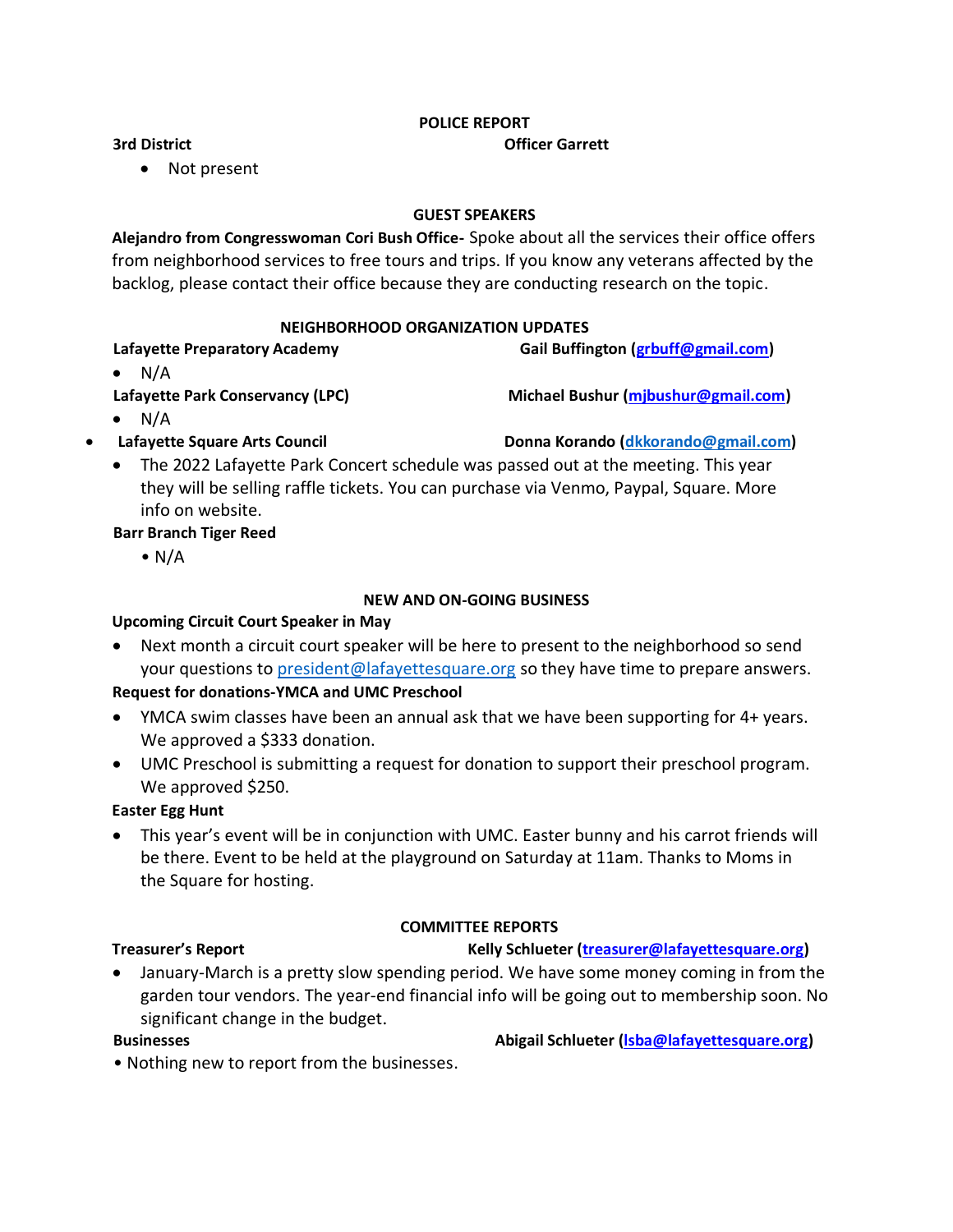## POLICE REPORT

**3rd District** **Officer Garrett**

- Not present

## GUEST SPEAKERS

**Alejandro from Congresswoman Cori Bush Office-** Spoke about all the services their office offers from neighborhood services to free tours and trips. If you know any veterans affected by the backlog, please contact their office because they are conducting research on the topic.

## NEIGHBORHOOD ORGANIZATION UPDATES

**Lafayette Preparatory Academy** **Gail Buffington (grbuff@gmail.com)**

- N/A

**Lafayette Park Conservancy (LPC)** **Michael Bushur (mjbushur@gmail.com)**

- N/A

**Lafayette Square Arts Council** **Donna Korando (dkkorando@gmail.com)**

- The 2022 Lafayette Park Concert schedule was passed out at the meeting. This year they will be selling raffle tickets. You can purchase via Venmo, Paypal, Square. More info on website.

**Barr Branch Tiger Reed**

- N/A

## NEW AND ON-GOING BUSINESS

**Upcoming Circuit Court Speaker in May**

- Next month a circuit court speaker will be here to present to the neighborhood so send your questions to president@lafayettesquare.org so they have time to prepare answers.

**Request for donations-YMCA and UMC Preschool**

- YMCA swim classes have been an annual ask that we have been supporting for 4+ years. We approved a $333 donation.
- UMC Preschool is submitting a request for donation to support their preschool program. We approved $250.

**Easter Egg Hunt**

- This year's event will be in conjunction with UMC. Easter bunny and his carrot friends will be there. Event to be held at the playground on Saturday at 11am. Thanks to Moms in the Square for hosting.

## COMMITTEE REPORTS

**Treasurer's Report** **Kelly Schlueter (treasurer@lafayettesquare.org)**

- January-March is a pretty slow spending period. We have some money coming in from the garden tour vendors. The year-end financial info will be going out to membership soon. No significant change in the budget.

**Businesses** **Abigail Schlueter (lsba@lafayettesquare.org)**

- Nothing new to report from the businesses.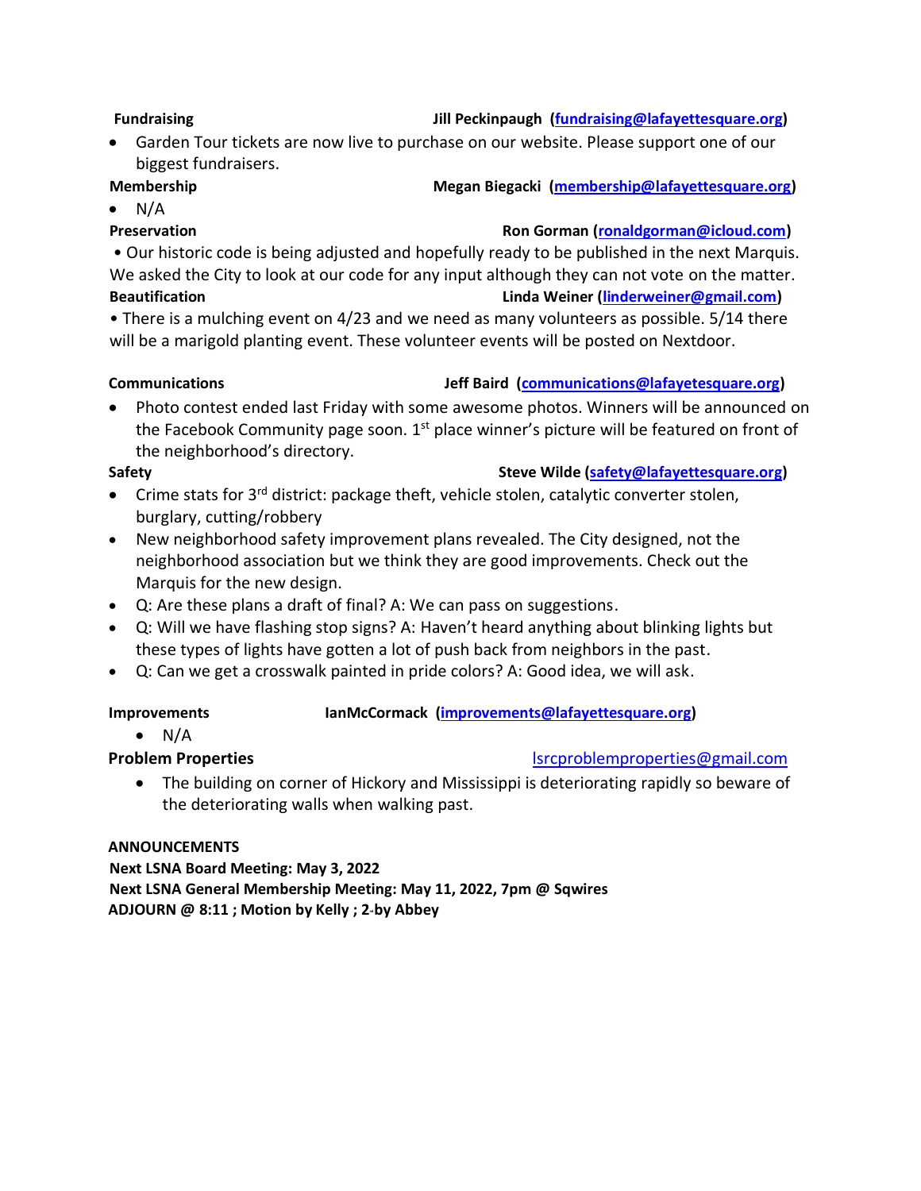**Fundraising** **Jill Peckinpaugh (fundraising@lafayettesquare.org)**

- Garden Tour tickets are now live to purchase on our website. Please support one of our biggest fundraisers.

**Membership** **Megan Biegacki (membership@lafayettesquare.org)**

- N/A

**Preservation** **Ron Gorman (ronaldgorman@icloud.com)**

• Our historic code is being adjusted and hopefully ready to be published in the next Marquis. We asked the City to look at our code for any input although they can not vote on the matter.

**Beautification** **Linda Weiner (linderweiner@gmail.com)**

• There is a mulching event on 4/23 and we need as many volunteers as possible. 5/14 there will be a marigold planting event. These volunteer events will be posted on Nextdoor.

**Communications** **Jeff Baird (communications@lafayetesquare.org)**

- Photo contest ended last Friday with some awesome photos. Winners will be announced on the Facebook Community page soon. 1st place winner's picture will be featured on front of the neighborhood's directory.

**Safety** **Steve Wilde (safety@lafayettesquare.org)**

- Crime stats for 3rd district: package theft, vehicle stolen, catalytic converter stolen, burglary, cutting/robbery
- New neighborhood safety improvement plans revealed. The City designed, not the neighborhood association but we think they are good improvements. Check out the Marquis for the new design.
- Q: Are these plans a draft of final? A: We can pass on suggestions.
- Q: Will we have flashing stop signs? A: Haven't heard anything about blinking lights but these types of lights have gotten a lot of push back from neighbors in the past.
- Q: Can we get a crosswalk painted in pride colors? A: Good idea, we will ask.

**Improvements** **IanMcCormack (improvements@lafayettesquare.org)**

- N/A

**Problem Properties** lsrcproblemproperties@gmail.com

- The building on corner of Hickory and Mississippi is deteriorating rapidly so beware of the deteriorating walls when walking past.

**ANNOUNCEMENTS**

**Next LSNA Board Meeting: May 3, 2022**

**Next LSNA General Membership Meeting: May 11, 2022, 7pm @ Sqwires**

**ADJOURN @ 8:11 ; Motion by Kelly ; 2-by Abbey**